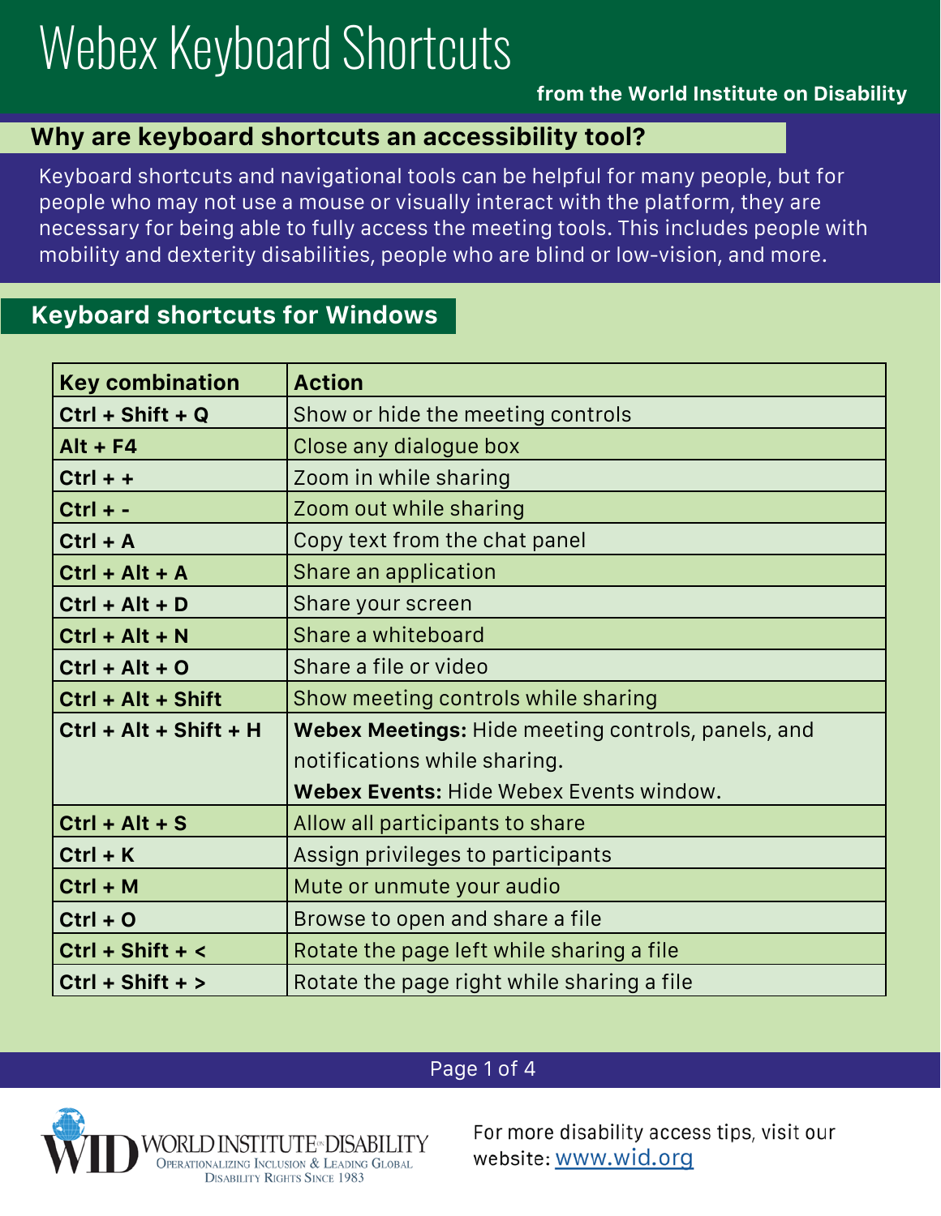# Webex Keyboard Shortcuts

**from the World Institute on Disability**

## Why are keyboard shortcuts an accessibility tool?

Keyboard shortcuts and navigational tools can be helpful for many people, but for people who may not use a mouse or visually interact with the platform, they are necessary for being able to fully access the meeting tools. This includes people with mobility and dexterity disabilities, people who are blind or low-vision, and more.

## Keyboard shortcuts for Windows

| Key combination | Action |
|---|---|
| **Ctrl + Shift + Q** | Show or hide the meeting controls |
| **Alt + F4** | Close any dialogue box |
| **Ctrl + +** | Zoom in while sharing |
| **Ctrl + -** | Zoom out while sharing |
| **Ctrl + A** | Copy text from the chat panel |
| **Ctrl + Alt + A** | Share an application |
| **Ctrl + Alt + D** | Share your screen |
| **Ctrl + Alt + N** | Share a whiteboard |
| **Ctrl + Alt + O** | Share a file or video |
| **Ctrl + Alt + Shift** | Show meeting controls while sharing |
| **Ctrl + Alt + Shift + H** | **Webex Meetings:** Hide meeting controls, panels, and notifications while sharing. **Webex Events:** Hide Webex Events window. |
| **Ctrl + Alt + S** | Allow all participants to share |
| **Ctrl + K** | Assign privileges to participants |
| **Ctrl + M** | Mute or unmute your audio |
| **Ctrl + O** | Browse to open and share a file |
| **Ctrl + Shift + <** | Rotate the page left while sharing a file |
| **Ctrl + Shift + >** | Rotate the page right while sharing a file |

WORLD INSTITUTE ON DISABILITY
Operationalizing Inclusion & Leading Global Disability Rights Since 1983

For more disability access tips, visit our website: [www.wid.org](http://www.wid.org)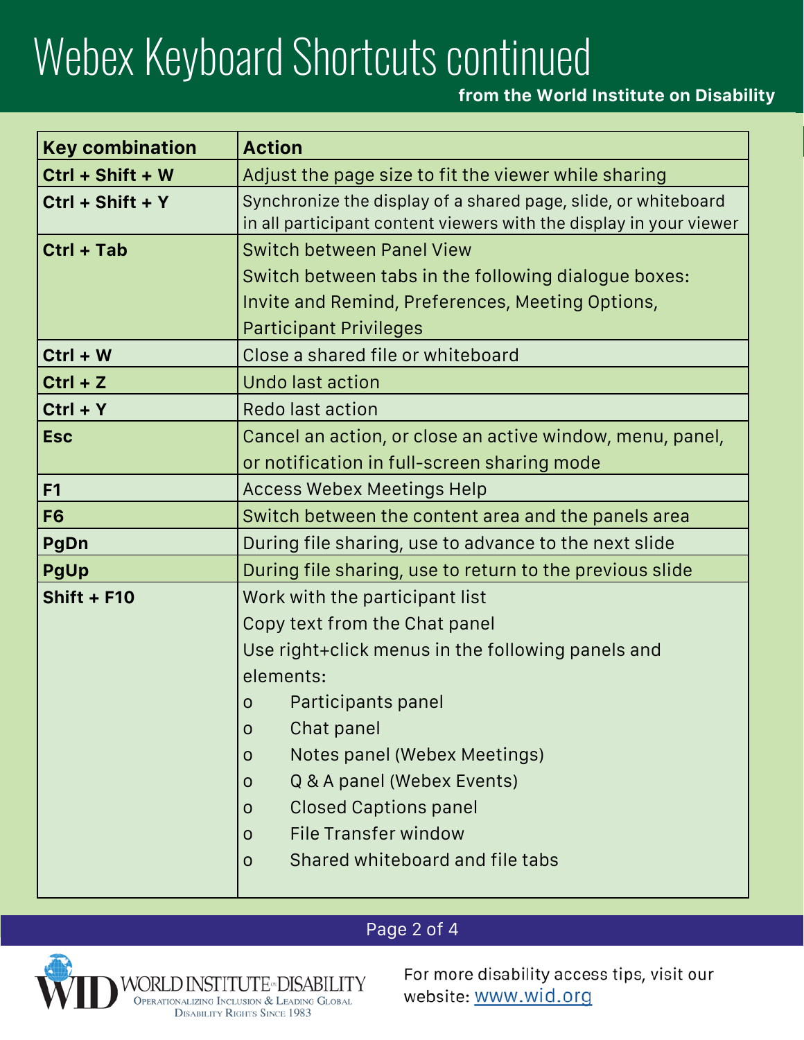# Webex Keyboard Shortcuts continued

**from the World Institute on Disability**

| Key combination | Action |
|---|---|
| **Ctrl + Shift + W** | Adjust the page size to fit the viewer while sharing |
| **Ctrl + Shift + Y** | Synchronize the display of a shared page, slide, or whiteboard in all participant content viewers with the display in your viewer |
| **Ctrl + Tab** | Switch between Panel View<br>Switch between tabs in the following dialogue boxes: Invite and Remind, Preferences, Meeting Options, Participant Privileges |
| **Ctrl + W** | Close a shared file or whiteboard |
| **Ctrl + Z** | Undo last action |
| **Ctrl + Y** | Redo last action |
| **Esc** | Cancel an action, or close an active window, menu, panel, or notification in full-screen sharing mode |
| **F1** | Access Webex Meetings Help |
| **F6** | Switch between the content area and the panels area |
| **PgDn** | During file sharing, use to advance to the next slide |
| **PgUp** | During file sharing, use to return to the previous slide |
| **Shift + F10** | Work with the participant list<br>Copy text from the Chat panel<br>Use right+click menus in the following panels and elements:<br>o Participants panel<br>o Chat panel<br>o Notes panel (Webex Meetings)<br>o Q & A panel (Webex Events)<br>o Closed Captions panel<br>o File Transfer window<br>o Shared whiteboard and file tabs |

WORLD INSTITUTE ON DISABILITY
Operationalizing Inclusion & Leading Global Disability Rights Since 1983

For more disability access tips, visit our website: [www.wid.org](http://www.wid.org)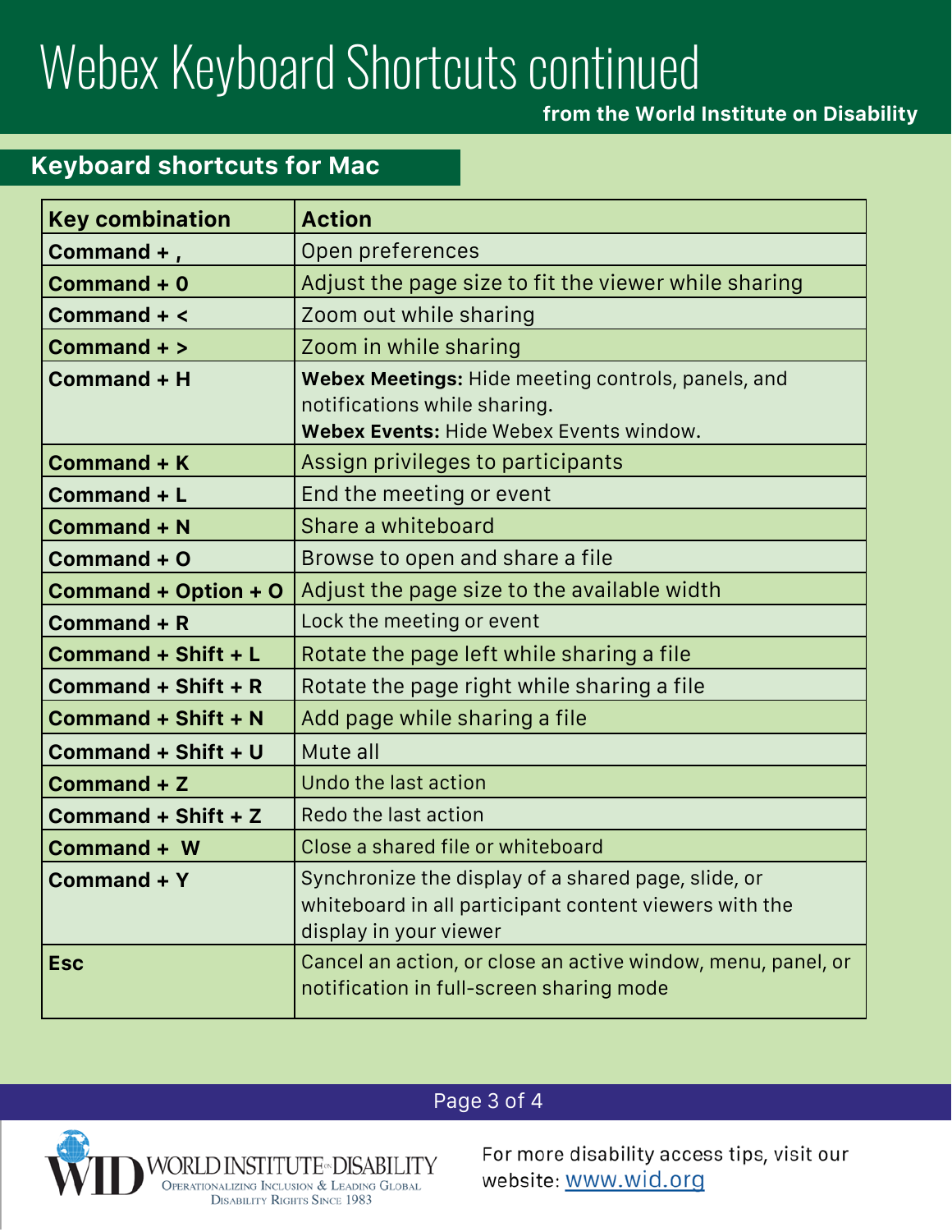# Webex Keyboard Shortcuts continued

**from the World Institute on Disability**

## Keyboard shortcuts for Mac

| Key combination | Action |
|---|---|
| **Command + ,** | Open preferences |
| **Command + 0** | Adjust the page size to fit the viewer while sharing |
| **Command + <** | Zoom out while sharing |
| **Command + >** | Zoom in while sharing |
| **Command + H** | **Webex Meetings:** Hide meeting controls, panels, and notifications while sharing.<br>**Webex Events:** Hide Webex Events window. |
| **Command + K** | Assign privileges to participants |
| **Command + L** | End the meeting or event |
| **Command + N** | Share a whiteboard |
| **Command + O** | Browse to open and share a file |
| **Command + Option + O** | Adjust the page size to the available width |
| **Command + R** | Lock the meeting or event |
| **Command + Shift + L** | Rotate the page left while sharing a file |
| **Command + Shift + R** | Rotate the page right while sharing a file |
| **Command + Shift + N** | Add page while sharing a file |
| **Command + Shift + U** | Mute all |
| **Command + Z** | Undo the last action |
| **Command + Shift + Z** | Redo the last action |
| **Command + W** | Close a shared file or whiteboard |
| **Command + Y** | Synchronize the display of a shared page, slide, or whiteboard in all participant content viewers with the display in your viewer |
| **Esc** | Cancel an action, or close an active window, menu, panel, or notification in full-screen sharing mode |

WORLD INSTITUTE ON DISABILITY — Operationalizing Inclusion & Leading Global Disability Rights Since 1983

For more disability access tips, visit our website: www.wid.org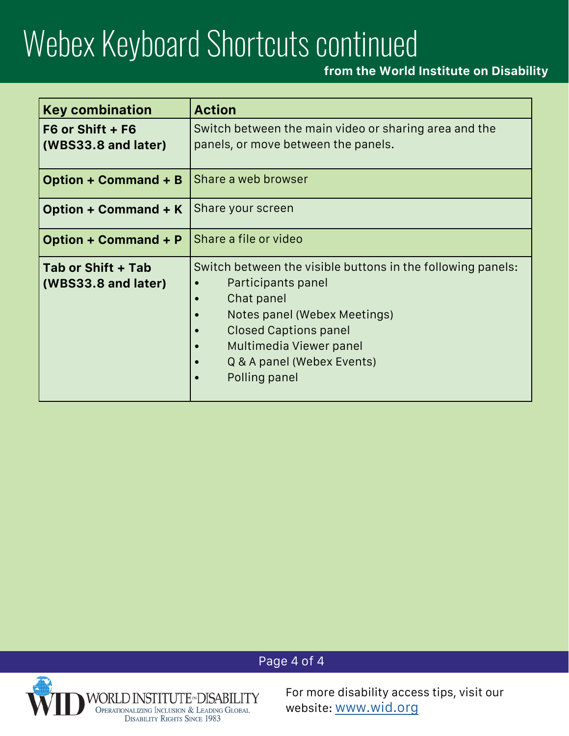# Webex Keyboard Shortcuts continued

**from the World Institute on Disability**

| Key combination | Action |
|---|---|
| **F6 or Shift + F6 (WBS33.8 and later)** | Switch between the main video or sharing area and the panels, or move between the panels. |
| **Option + Command + B** | Share a web browser |
| **Option + Command + K** | Share your screen |
| **Option + Command + P** | Share a file or video |
| **Tab or Shift + Tab (WBS33.8 and later)** | Switch between the visible buttons in the following panels:<br>• Participants panel<br>• Chat panel<br>• Notes panel (Webex Meetings)<br>• Closed Captions panel<br>• Multimedia Viewer panel<br>• Q & A panel (Webex Events)<br>• Polling panel |

WID WORLD INSTITUTE ON DISABILITY
Operationalizing Inclusion & Leading Global Disability Rights Since 1983

For more disability access tips, visit our website: www.wid.org